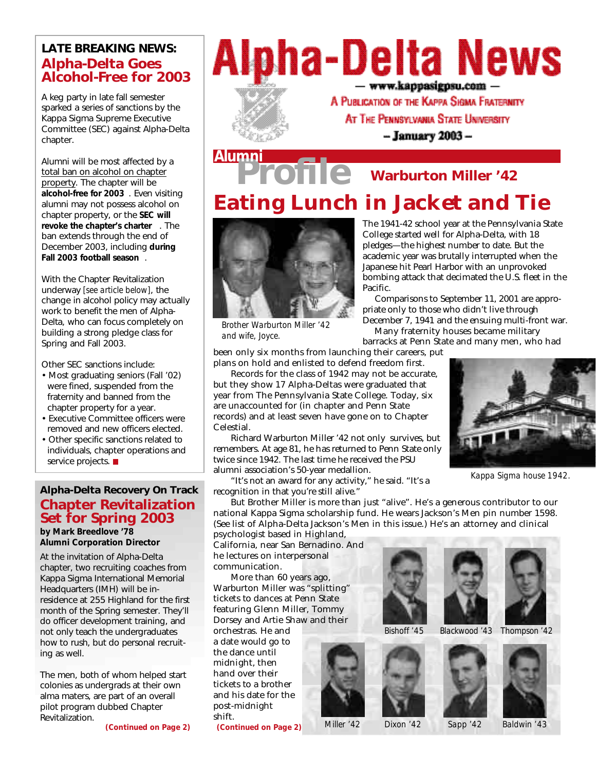# Alpha-Delta News

— www.kappasigpsu.com —

A Publication of the Kappa Sigma Fraternity
At The Pennsylvania State University

– January 2003 –

**LATE BREAKING NEWS:**

## Alpha-Delta Goes Alcohol-Free for 2003

A keg party in late fall semester sparked a series of sanctions by the Kappa Sigma Supreme Executive Committee (SEC) against Alpha-Delta chapter.

Alumni will be most affected by a total ban on alcohol on chapter property. The chapter will be **alcohol-free for 2003**. Even visiting alumni may not possess alcohol on chapter property, or the **SEC will revoke the chapter's charter**. The ban extends through the end of December 2003, including **during Fall 2003 football season**.

With the Chapter Revitalization underway [*see article below*], the change in alcohol policy may actually work to benefit the men of Alpha-Delta, who can focus completely on building a strong pledge class for Spring and Fall 2003.

Other SEC sanctions include:

- Most graduating seniors (Fall '02) were fined, suspended from the fraternity and banned from the chapter property for a year.
- Executive Committee officers were removed and new officers elected.
- Other specific sanctions related to individuals, chapter operations and service projects.

**Alpha-Delta Recovery On Track**

## Chapter Revitalization Set for Spring 2003

**by Mark Breedlove '78**
**Alumni Corporation Director**

At the invitation of Alpha-Delta chapter, two recruiting coaches from Kappa Sigma International Memorial Headquarters (IMH) will be in-residence at 255 Highland for the first month of the Spring semester. They'll do officer development training, and not only teach the undergraduates how to rush, but do personal recruiting as well.

The men, both of whom helped start colonies as undergrads at their own alma maters, are part of an overall pilot program dubbed Chapter Revitalization.

**(Continued on Page 2)**

**Alumni Profile** — **Warburton Miller '42**

## Eating Lunch in Jacket and Tie

*Brother Warburton Miller '42 and wife, Joyce.*

The 1941-42 school year at the Pennsylvania State College started well for Alpha-Delta, with 18 pledges—the highest number to date. But the academic year was brutally interrupted when the Japanese hit Pearl Harbor with an unprovoked bombing attack that decimated the U.S. fleet in the Pacific.

Comparisons to September 11, 2001 are appropriate only to those who didn't live through December 7, 1941 and the ensuing multi-front war.

Many fraternity houses became military barracks at Penn State and many men, who had been only six months from launching their careers, put plans on hold and enlisted to defend freedom first.

Records for the class of 1942 may not be accurate, but they show 17 Alpha-Deltas were graduated that year from The Pennsylvania State College. Today, six are unaccounted for (in chapter and Penn State records) and at least seven have gone on to Chapter Celestial.

*Kappa Sigma house 1942.*

Richard Warburton Miller '42 not only survives, but remembers. At age 81, he has returned to Penn State only twice since 1942. The last time he received the PSU alumni association's 50-year medallion.

"It's not an award for any activity," he said. "It's a recognition in that you're still alive."

But Brother Miller is more than just "alive". He's a generous contributor to our national Kappa Sigma scholarship fund. He wears Jackson's Men pin number 1598. (See list of Alpha-Delta Jackson's Men in this issue.) He's an attorney and clinical psychologist based in Highland, California, near San Bernadino. And he lectures on interpersonal communication.

More than 60 years ago, Warburton Miller was "splitting" tickets to dances at Penn State featuring Glenn Miller, Tommy Dorsey and Artie Shaw and their orchestras. He and a date would go to the dance until midnight, then hand over their tickets to a brother and his date for the post-midnight shift.

**(Continued on Page 2)**

Bishoff '45 · Blackwood '43 · Thompson '42 · Miller '42 · Dixon '42 · Sapp '42 · Baldwin '43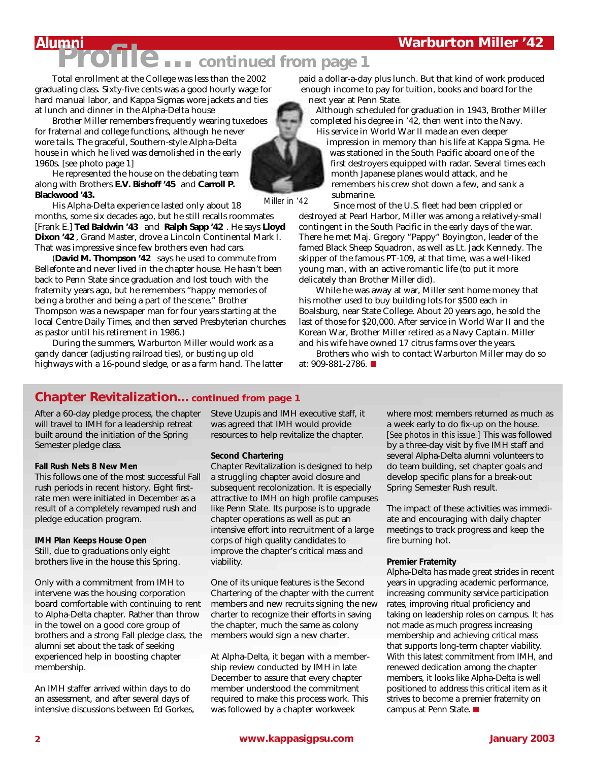# Alumni Profile ... continued from page 1

## Warburton Miller '42

Total enrollment at the College was less than the 2002 graduating class. Sixty-five cents was a good hourly wage for hard manual labor, and Kappa Sigmas wore jackets and ties at lunch and dinner in the Alpha-Delta house

Brother Miller remembers frequently wearing tuxedoes for fraternal and college functions, although he never wore tails. The graceful, Southern-style Alpha-Delta house in which he lived was demolished in the early 1960s. [see photo page 1]

He represented the house on the debating team along with Brothers **E.V. Bishoff '45** and **Carroll P. Blackwood '43.**

His Alpha-Delta experience lasted only about 18 months, some six decades ago, but he still recalls roommates [Frank E.] **Ted Baldwin '43** and **Ralph Sapp '42**. He says **Lloyd Dixon '42**, Grand Master, drove a Lincoln Continental Mark I. That was impressive since few brothers even had cars.

(**David M. Thompson '42** says he used to commute from Bellefonte and never lived in the chapter house. He hasn't been back to Penn State since graduation and lost touch with the fraternity years ago, but he remembers "happy memories of being a brother and being a part of the scene." Brother Thompson was a newspaper man for four years starting at the local Centre Daily Times, and then served Presbyterian churches as pastor until his retirement in 1986.)

During the summers, Warburton Miller would work as a gandy dancer (adjusting railroad ties), or busting up old highways with a 16-pound sledge, or as a farm hand. The latter paid a dollar-a-day plus lunch. But that kind of work produced enough income to pay for tuition, books and board for the next year at Penn State.

*Miller in '42*

Although scheduled for graduation in 1943, Brother Miller completed his degree in '42, then went into the Navy.

His service in World War II made an even deeper impression in memory than his life at Kappa Sigma. He was stationed in the South Pacific aboard one of the first destroyers equipped with radar. Several times each month Japanese planes would attack, and he remembers his crew shot down a few, and sank a submarine.

Since most of the U.S. fleet had been crippled or destroyed at Pearl Harbor, Miller was among a relatively-small contingent in the South Pacific in the early days of the war. There he met Maj. Gregory "Pappy" Boyington, leader of the famed Black Sheep Squadron, as well as Lt. Jack Kennedy. The skipper of the famous PT-109, at that time, was a well-liked young man, with an active romantic life (to put it more delicately than Brother Miller did).

While he was away at war, Miller sent home money that his mother used to buy building lots for $500 each in Boalsburg, near State College. About 20 years ago, he sold the last of those for $20,000. After service in World War II and the Korean War, Brother Miller retired as a Navy Captain. Miller and his wife have owned 17 citrus farms over the years.

Brothers who wish to contact Warburton Miller may do so at: 909-881-2786. ■

## Chapter Revitalization... continued from page 1

After a 60-day pledge process, the chapter will travel to IMH for a leadership retreat built around the initiation of the Spring Semester pledge class.

### Fall Rush Nets 8 New Men

This follows one of the most successful Fall rush periods in recent history. Eight first-rate men were initiated in December as a result of a completely revamped rush and pledge education program.

### IMH Plan Keeps House Open

Still, due to graduations only eight brothers live in the house this Spring.

Only with a commitment from IMH to intervene was the housing corporation board comfortable with continuing to rent to Alpha-Delta chapter. Rather than throw in the towel on a good core group of brothers and a strong Fall pledge class, the alumni set about the task of seeking experienced help in boosting chapter membership.

An IMH staffer arrived within days to do an assessment, and after several days of intensive discussions between Ed Gorkes, Steve Uzupis and IMH executive staff, it was agreed that IMH would provide resources to help revitalize the chapter.

### Second Chartering

Chapter Revitalization is designed to help a struggling chapter avoid closure and subsequent recolonization. It is especially attractive to IMH on high profile campuses like Penn State. Its purpose is to upgrade chapter operations as well as put an intensive effort into recruitment of a large corps of high quality candidates to improve the chapter's critical mass and viability.

One of its unique features is the Second Chartering of the chapter with the current members and new recruits signing the new charter to recognize their efforts in saving the chapter, much the same as colony members would sign a new charter.

At Alpha-Delta, it began with a membership review conducted by IMH in late December to assure that every chapter member understood the commitment required to make this process work. This was followed by a chapter workweek where most members returned as much as a week early to do fix-up on the house. *[See photos in this issue.]* This was followed by a three-day visit by five IMH staff and several Alpha-Delta alumni volunteers to do team building, set chapter goals and develop specific plans for a break-out Spring Semester Rush result.

The impact of these activities was immediate and encouraging with daily chapter meetings to track progress and keep the fire burning hot.

### Premier Fraternity

Alpha-Delta has made great strides in recent years in upgrading academic performance, increasing community service participation rates, improving ritual proficiency and taking on leadership roles on campus. It has not made as much progress increasing membership and achieving critical mass that supports long-term chapter viability. With this latest commitment from IMH, and renewed dedication among the chapter members, it looks like Alpha-Delta is well positioned to address this critical item as it strives to become a premier fraternity on campus at Penn State. ■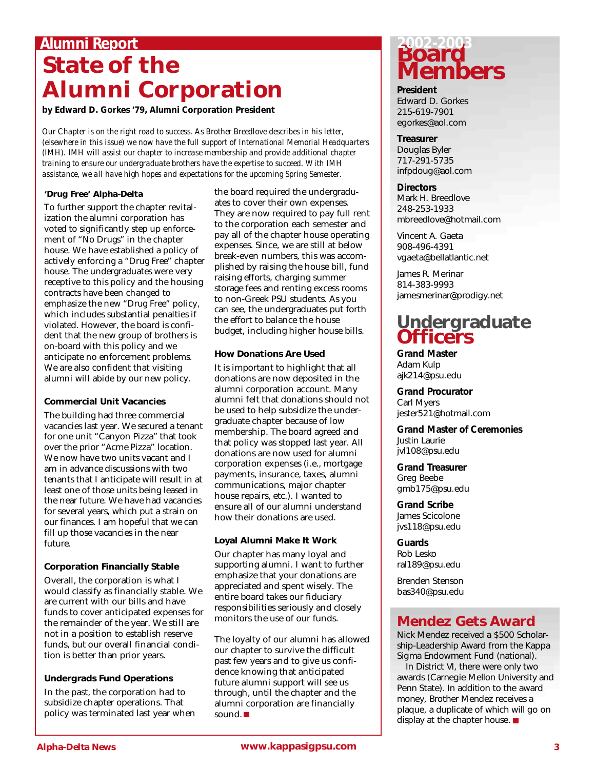## Alumni Report

# State of the Alumni Corporation

**by Edward D. Gorkes '79, Alumni Corporation President**

*Our Chapter is on the right road to success. As Brother Breedlove describes in his letter, (elsewhere in this issue) we now have the full support of International Memorial Headquarters (IMH). IMH will assist our chapter to increase membership and provide additional chapter training to ensure our undergraduate brothers have the expertise to succeed. With IMH assistance, we all have high hopes and expectations for the upcoming Spring Semester.*

### 'Drug Free' Alpha-Delta

To further support the chapter revitalization the alumni corporation has voted to significantly step up enforcement of "No Drugs" in the chapter house. We have established a policy of actively enforcing a "Drug Free" chapter house. The undergraduates were very receptive to this policy and the housing contracts have been changed to emphasize the new "Drug Free" policy, which includes substantial penalties if violated. However, the board is confident that the new group of brothers is on-board with this policy and we anticipate no enforcement problems. We are also confident that visiting alumni will abide by our new policy.

### Commercial Unit Vacancies

The building had three commercial vacancies last year. We secured a tenant for one unit "Canyon Pizza" that took over the prior "Acme Pizza" location. We now have two units vacant and I am in advance discussions with two tenants that I anticipate will result in at least one of those units being leased in the near future. We have had vacancies for several years, which put a strain on our finances. I am hopeful that we can fill up those vacancies in the near future.

### Corporation Financially Stable

Overall, the corporation is what I would classify as financially stable. We are current with our bills and have funds to cover anticipated expenses for the remainder of the year. We still are not in a position to establish reserve funds, but our overall financial condition is better than prior years.

### Undergrads Fund Operations

In the past, the corporation had to subsidize chapter operations. That policy was terminated last year when the board required the undergraduates to cover their own expenses. They are now required to pay full rent to the corporation each semester and pay all of the chapter house operating expenses. Since, we are still at below break-even numbers, this was accomplished by raising the house bill, fund raising efforts, charging summer storage fees and renting excess rooms to non-Greek PSU students. As you can see, the undergraduates put forth the effort to balance the house budget, including higher house bills.

### How Donations Are Used

It is important to highlight that all donations are now deposited in the alumni corporation account. Many alumni felt that donations should not be used to help subsidize the undergraduate chapter because of low membership. The board agreed and that policy was stopped last year. All donations are now used for alumni corporation expenses (i.e., mortgage payments, insurance, taxes, alumni communications, major chapter house repairs, etc.). I wanted to ensure all of our alumni understand how their donations are used.

### Loyal Alumni Make It Work

Our chapter has many loyal and supporting alumni. I want to further emphasize that your donations are appreciated and spent wisely. The entire board takes our fiduciary responsibilities seriously and closely monitors the use of our funds.

The loyalty of our alumni has allowed our chapter to survive the difficult past few years and to give us confidence knowing that anticipated future alumni support will see us through, until the chapter and the alumni corporation are financially sound. ■

## 2002-2003 Board Members

**President**
Edward D. Gorkes
215-619-7901
egorkes@aol.com

**Treasurer**
Douglas Byler
717-291-5735
infpdoug@aol.com

**Directors**
Mark H. Breedlove
248-253-1933
mbreedlove@hotmail.com

Vincent A. Gaeta
908-496-4391
vgaeta@bellatlantic.net

James R. Merinar
814-383-9993
jamesmerinar@prodigy.net

## Undergraduate Officers

**Grand Master**
Adam Kulp
ajk214@psu.edu

**Grand Procurator**
Carl Myers
jester521@hotmail.com

**Grand Master of Ceremonies**
Justin Laurie
jvl108@psu.edu

**Grand Treasurer**
Greg Beebe
gmb175@psu.edu

**Grand Scribe**
James Scicolone
jvs118@psu.edu

**Guards**
Rob Lesko
ral189@psu.edu

Brenden Stenson
bas340@psu.edu

## Mendez Gets Award

Nick Mendez received a $500 Scholarship-Leadership Award from the Kappa Sigma Endowment Fund (national).

In District VI, there were only two awards (Carnegie Mellon University and Penn State). In addition to the award money, Brother Mendez receives a plaque, a duplicate of which will go on display at the chapter house. ■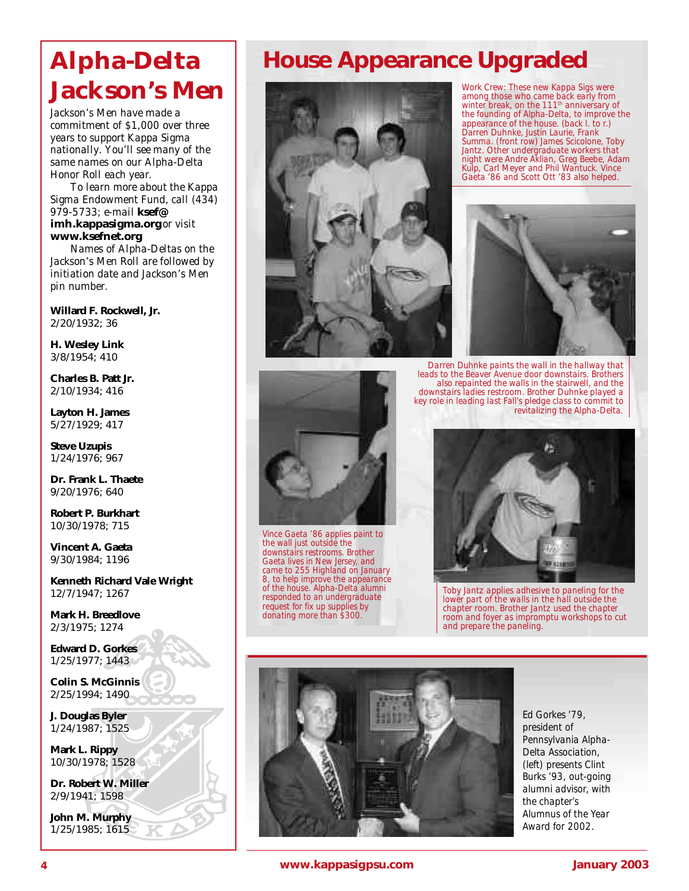# Alpha-Delta Jackson's Men

*Jackson's Men have made a commitment of $1,000 over three years to support Kappa Sigma nationally. You'll see many of the same names on our Alpha-Delta Honor Roll each year.*

*To learn more about the Kappa Sigma Endowment Fund, call (434) 979-5733; e-mail* **ksef@imh.kappasigma.org** *or visit* **www.ksefnet.org**

*Names of Alpha-Deltas on the Jackson's Men Roll are followed by initiation date and Jackson's Men pin number.*

**Willard F. Rockwell, Jr.**
2/20/1932; 36

**H. Wesley Link**
3/8/1954; 410

**Charles B. Patt Jr.**
2/10/1934; 416

**Layton H. James**
5/27/1929; 417

**Steve Uzupis**
1/24/1976; 967

**Dr. Frank L. Thaete**
9/20/1976; 640

**Robert P. Burkhart**
10/30/1978; 715

**Vincent A. Gaeta**
9/30/1984; 1196

**Kenneth Richard Vale Wright**
12/7/1947; 1267

**Mark H. Breedlove**
2/3/1975; 1274

**Edward D. Gorkes**
1/25/1977; 1443

**Colin S. McGinnis**
2/25/1994; 1490

**J. Douglas Byler**
1/24/1987; 1525

**Mark L. Rippy**
10/30/1978; 1528

**Dr. Robert W. Miller**
2/9/1941; 1598

**John M. Murphy**
1/25/1985; 1615

# House Appearance Upgraded

Work Crew: These new Kappa Sigs were among those who came back early from winter break, on the 111th anniversary of the founding of Alpha-Delta, to improve the appearance of the house. (back l. to r.) Darren Duhnke, Justin Laurie, Frank Summa. (front row) James Scicolone, Toby Jantz. Other undergraduate workers that night were Andre Aklian, Greg Beebe, Adam Kulp, Carl Meyer and Phil Wantuck. Vince Gaeta '86 and Scott Ott '83 also helped.

Darren Duhnke paints the wall in the hallway that leads to the Beaver Avenue door downstairs. Brothers also repainted the walls in the stairwell, and the downstairs ladies restroom. Brother Duhnke played a key role in leading last Fall's pledge class to commit to revitalizing the Alpha-Delta.

Vince Gaeta '86 applies paint to the wall just outside the downstairs restrooms. Brother Gaeta lives in New Jersey, and came to 255 Highland on January 8, to help improve the appearance of the house. Alpha-Delta alumni responded to an undergraduate request for fix up supplies by donating more than $300.

Toby Jantz applies adhesive to paneling for the lower part of the walls in the hall outside the chapter room. Brother Jantz used the chapter room and foyer as impromptu workshops to cut and prepare the paneling.

Ed Gorkes '79, president of Pennsylvania Alpha-Delta Association, (left) presents Clint Burks '93, out-going alumni advisor, with the chapter's Alumnus of the Year Award for 2002.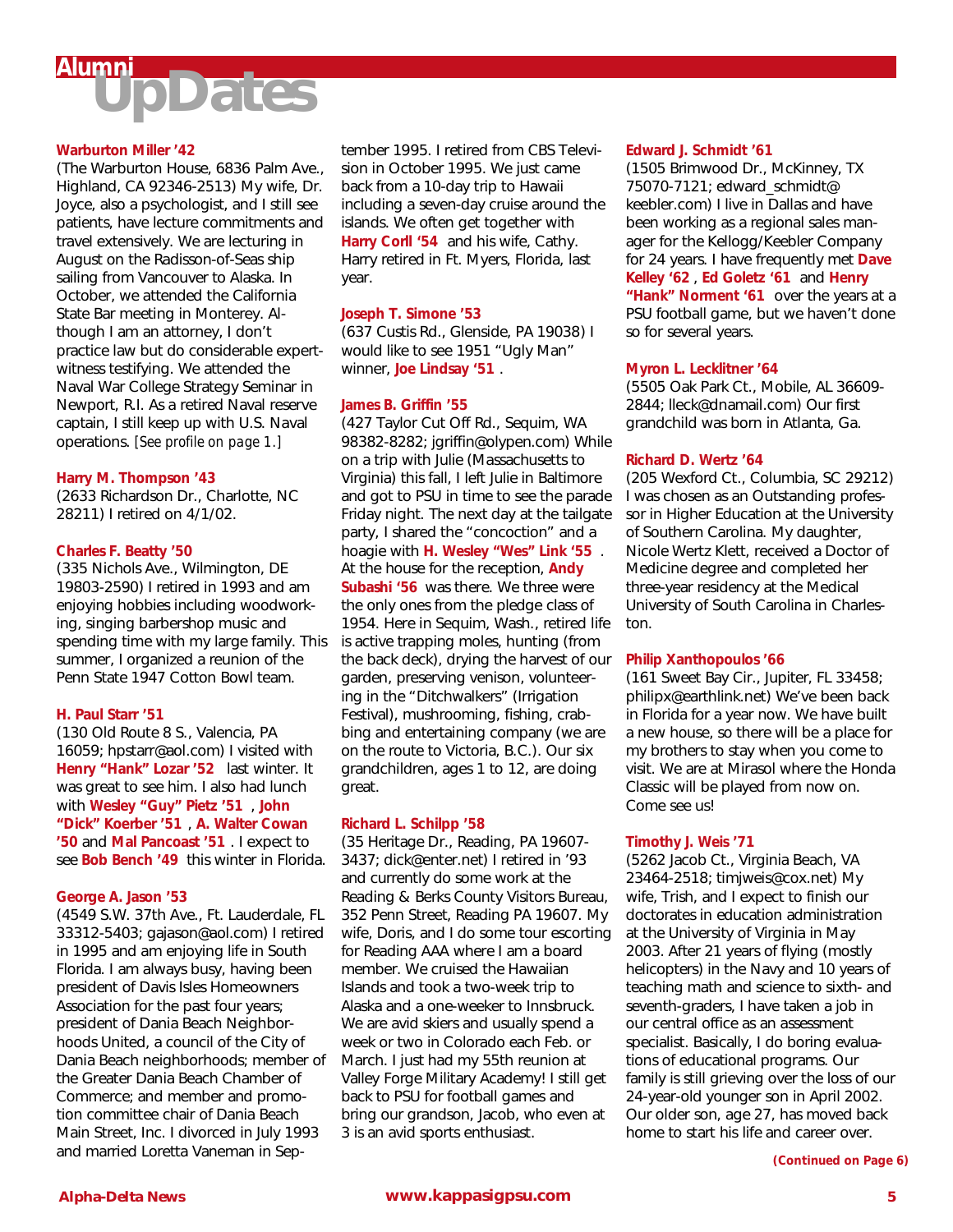# Alumni UpDates

**Warburton Miller '42**
(The Warburton House, 6836 Palm Ave., Highland, CA 92346-2513) My wife, Dr. Joyce, also a psychologist, and I still see patients, have lecture commitments and travel extensively. We are lecturing in August on the Radisson-of-Seas ship sailing from Vancouver to Alaska. In October, we attended the California State Bar meeting in Monterey. Although I am an attorney, I don't practice law but do considerable expert-witness testifying. We attended the Naval War College Strategy Seminar in Newport, R.I. As a retired Naval reserve captain, I still keep up with U.S. Naval operations. *[See profile on page 1.]*

**Harry M. Thompson '43**
(2633 Richardson Dr., Charlotte, NC 28211) I retired on 4/1/02.

**Charles F. Beatty '50**
(335 Nichols Ave., Wilmington, DE 19803-2590) I retired in 1993 and am enjoying hobbies including woodworking, singing barbershop music and spending time with my large family. This summer, I organized a reunion of the Penn State 1947 Cotton Bowl team.

**H. Paul Starr '51**
(130 Old Route 8 S., Valencia, PA 16059; hpstarr@aol.com) I visited with **Henry "Hank" Lozar '52** last winter. It was great to see him. I also had lunch with **Wesley "Guy" Pietz '51**, **John "Dick" Koerber '51**, **A. Walter Cowan '50** and **Mal Pancoast '51**. I expect to see **Bob Bench '49** this winter in Florida.

**George A. Jason '53**
(4549 S.W. 37th Ave., Ft. Lauderdale, FL 33312-5403; gajason@aol.com) I retired in 1995 and am enjoying life in South Florida. I am always busy, having been president of Davis Isles Homeowners Association for the past four years; president of Dania Beach Neighborhoods United, a council of the City of Dania Beach neighborhoods; member of the Greater Dania Beach Chamber of Commerce; and member and promotion committee chair of Dania Beach Main Street, Inc. I divorced in July 1993 and married Loretta Vaneman in September 1995. I retired from CBS Television in October 1995. We just came back from a 10-day trip to Hawaii including a seven-day cruise around the islands. We often get together with **Harry Corll '54** and his wife, Cathy. Harry retired in Ft. Myers, Florida, last year.

**Joseph T. Simone '53**
(637 Custis Rd., Glenside, PA 19038) I would like to see 1951 "Ugly Man" winner, **Joe Lindsay '51**.

**James B. Griffin '55**
(427 Taylor Cut Off Rd., Sequim, WA 98382-8282; jgriffin@olypen.com) While on a trip with Julie (Massachusetts to Virginia) this fall, I left Julie in Baltimore and got to PSU in time to see the parade Friday night. The next day at the tailgate party, I shared the "concoction" and a hoagie with **H. Wesley "Wes" Link '55**. At the house for the reception, **Andy Subashi '56** was there. We three were the only ones from the pledge class of 1954. Here in Sequim, Wash., retired life is active trapping moles, hunting (from the back deck), drying the harvest of our garden, preserving venison, volunteering in the "Ditchwalkers" (Irrigation Festival), mushrooming, fishing, crabbing and entertaining company (we are on the route to Victoria, B.C.). Our six grandchildren, ages 1 to 12, are doing great.

**Richard L. Schilpp '58**
(35 Heritage Dr., Reading, PA 19607-3437; dick@enter.net) I retired in '93 and currently do some work at the Reading & Berks County Visitors Bureau, 352 Penn Street, Reading PA 19607. My wife, Doris, and I do some tour escorting for Reading AAA where I am a board member. We cruised the Hawaiian Islands and took a two-week trip to Alaska and a one-weeker to Innsbruck. We are avid skiers and usually spend a week or two in Colorado each Feb. or March. I just had my 55th reunion at Valley Forge Military Academy! I still get back to PSU for football games and bring our grandson, Jacob, who even at 3 is an avid sports enthusiast.

**Edward J. Schmidt '61**
(1505 Brimwood Dr., McKinney, TX 75070-7121; edward_schmidt@keebler.com) I live in Dallas and have been working as a regional sales manager for the Kellogg/Keebler Company for 24 years. I have frequently met **Dave Kelley '62**, **Ed Goletz '61** and **Henry "Hank" Norment '61** over the years at a PSU football game, but we haven't done so for several years.

**Myron L. Lecklitner '64**
(5505 Oak Park Ct., Mobile, AL 36609-2844; lleck@dnamail.com) Our first grandchild was born in Atlanta, Ga.

**Richard D. Wertz '64**
(205 Wexford Ct., Columbia, SC 29212) I was chosen as an Outstanding professor in Higher Education at the University of Southern Carolina. My daughter, Nicole Wertz Klett, received a Doctor of Medicine degree and completed her three-year residency at the Medical University of South Carolina in Charleston.

**Philip Xanthopoulos '66**
(161 Sweet Bay Cir., Jupiter, FL 33458; philipx@earthlink.net) We've been back in Florida for a year now. We have built a new house, so there will be a place for my brothers to stay when you come to visit. We are at Mirasol where the Honda Classic will be played from now on. Come see us!

**Timothy J. Weis '71**
(5262 Jacob Ct., Virginia Beach, VA 23464-2518; timjweis@cox.net) My wife, Trish, and I expect to finish our doctorates in education administration at the University of Virginia in May 2003. After 21 years of flying (mostly helicopters) in the Navy and 10 years of teaching math and science to sixth- and seventh-graders, I have taken a job in our central office as an assessment specialist. Basically, I do boring evaluations of educational programs. Our family is still grieving over the loss of our 24-year-old younger son in April 2002. Our older son, age 27, has moved back home to start his life and career over.

*(Continued on Page 6)*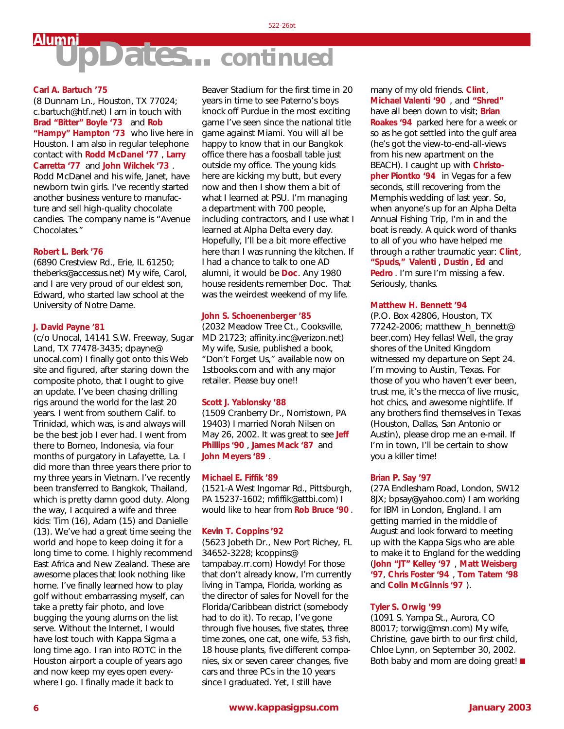# Alumni UpDates... continued

**Carl A. Bartuch '75**
(8 Dunnam Ln., Houston, TX 77024; c.bartuch@htf.net) I am in touch with **Brad "Bitter" Boyle '73** and **Rob "Hampy" Hampton '73** who live here in Houston. I am also in regular telephone contact with **Rodd McDanel '77**, **Larry Carretta '77** and **John Wilchek '73**. Rodd McDanel and his wife, Janet, have newborn twin girls. I've recently started another business venture to manufacture and sell high-quality chocolate candies. The company name is "Avenue Chocolates."

**Robert L. Berk '76**
(6890 Crestview Rd., Erie, IL 61250; theberks@accessus.net) My wife, Carol, and I are very proud of our eldest son, Edward, who started law school at the University of Notre Dame.

**J. David Payne '81**
(c/o Unocal, 14141 S.W. Freeway, Sugar Land, TX 77478-3435; dpayne@unocal.com) I finally got onto this Web site and figured, after staring down the composite photo, that I ought to give an update. I've been chasing drilling rigs around the world for the last 20 years. I went from southern Calif. to Trinidad, which was, is and always will be the best job I ever had. I went from there to Borneo, Indonesia, via four months of purgatory in Lafayette, La. I did more than three years there prior to my three years in Vietnam. I've recently been transferred to Bangkok, Thailand, which is pretty damn good duty. Along the way, I acquired a wife and three kids: Tim (16), Adam (15) and Danielle (13). We've had a great time seeing the world and hope to keep doing it for a long time to come. I highly recommend East Africa and New Zealand. These are awesome places that look nothing like home. I've finally learned how to play golf without embarrassing myself, can take a pretty fair photo, and love bugging the young alums on the list serve. Without the Internet, I would have lost touch with Kappa Sigma a long time ago. I ran into ROTC in the Houston airport a couple of years ago and now keep my eyes open everywhere I go. I finally made it back to Beaver Stadium for the first time in 20 years in time to see Paterno's boys knock off Purdue in the most exciting game I've seen since the national title game against Miami. You will all be happy to know that in our Bangkok office there has a foosball table just outside my office. The young kids here are kicking my butt, but every now and then I show them a bit of what I learned at PSU. I'm managing a department with 700 people, including contractors, and I use what I learned at Alpha Delta every day. Hopefully, I'll be a bit more effective here than I was running the kitchen. If I had a chance to talk to one AD alumni, it would be **Doc**. Any 1980 house residents remember Doc. That was the weirdest weekend of my life.

**John S. Schoenenberger '85**
(2032 Meadow Tree Ct., Cooksville, MD 21723; affinity.inc@verizon.net) My wife, Susie, published a book, "Don't Forget Us," available now on 1stbooks.com and with any major retailer. Please buy one!!

**Scott J. Yablonsky '88**
(1509 Cranberry Dr., Norristown, PA 19403) I married Norah Nilsen on May 26, 2002. It was great to see **Jeff Phillips '90**, **James Mack '87** and **John Meyers '89**.

**Michael E. Fiffik '89**
(1521-A West Ingomar Rd., Pittsburgh, PA 15237-1602; mfiffik@attbi.com) I would like to hear from **Rob Bruce '90**.

**Kevin T. Coppins '92**
(5623 Jobeth Dr., New Port Richey, FL 34652-3228; kcoppins@tampabay.rr.com) Howdy! For those that don't already know, I'm currently living in Tampa, Florida, working as the director of sales for Novell for the Florida/Caribbean district (somebody had to do it). To recap, I've gone through five houses, five states, three time zones, one cat, one wife, 53 fish, 18 house plants, five different companies, six or seven career changes, five cars and three PCs in the 10 years since I graduated. Yet, I still have many of my old friends. **Clint**, **Michael Valenti '90**, and **"Shred"** have all been down to visit; **Brian Roakes '94** parked here for a week or so as he got settled into the gulf area (he's got the view-to-end-all-views from his new apartment on the BEACH). I caught up with **Christopher Piontko '94** in Vegas for a few seconds, still recovering from the Memphis wedding of last year. So, when anyone's up for an Alpha Delta Annual Fishing Trip, I'm in and the boat is ready. A quick word of thanks to all of you who have helped me through a rather traumatic year: **Clint**, **"Spuds," Valenti**, **Dustin**, **Ed** and **Pedro**. I'm sure I'm missing a few. Seriously, thanks.

**Matthew H. Bennett '94**
(P.O. Box 42806, Houston, TX 77242-2006; matthew_h_bennett@beer.com) Hey fellas! Well, the gray shores of the United Kingdom witnessed my departure on Sept 24. I'm moving to Austin, Texas. For those of you who haven't ever been, trust me, it's the mecca of live music, hot chics, and awesome nightlife. If any brothers find themselves in Texas (Houston, Dallas, San Antonio or Austin), please drop me an e-mail. If I'm in town, I'll be certain to show you a killer time!

**Brian P. Say '97**
(27A Endlesham Road, London, SW12 8JX; bpsay@yahoo.com) I am working for IBM in London, England. I am getting married in the middle of August and look forward to meeting up with the Kappa Sigs who are able to make it to England for the wedding (**John "JT" Kelley '97**, **Matt Weisberg '97**, **Chris Foster '94**, **Tom Tatem '98** and **Colin McGinnis '97**).

**Tyler S. Orwig '99**
(1091 S. Yampa St., Aurora, CO 80017; torwig@msn.com) My wife, Christine, gave birth to our first child, Chloe Lynn, on September 30, 2002. Both baby and mom are doing great!